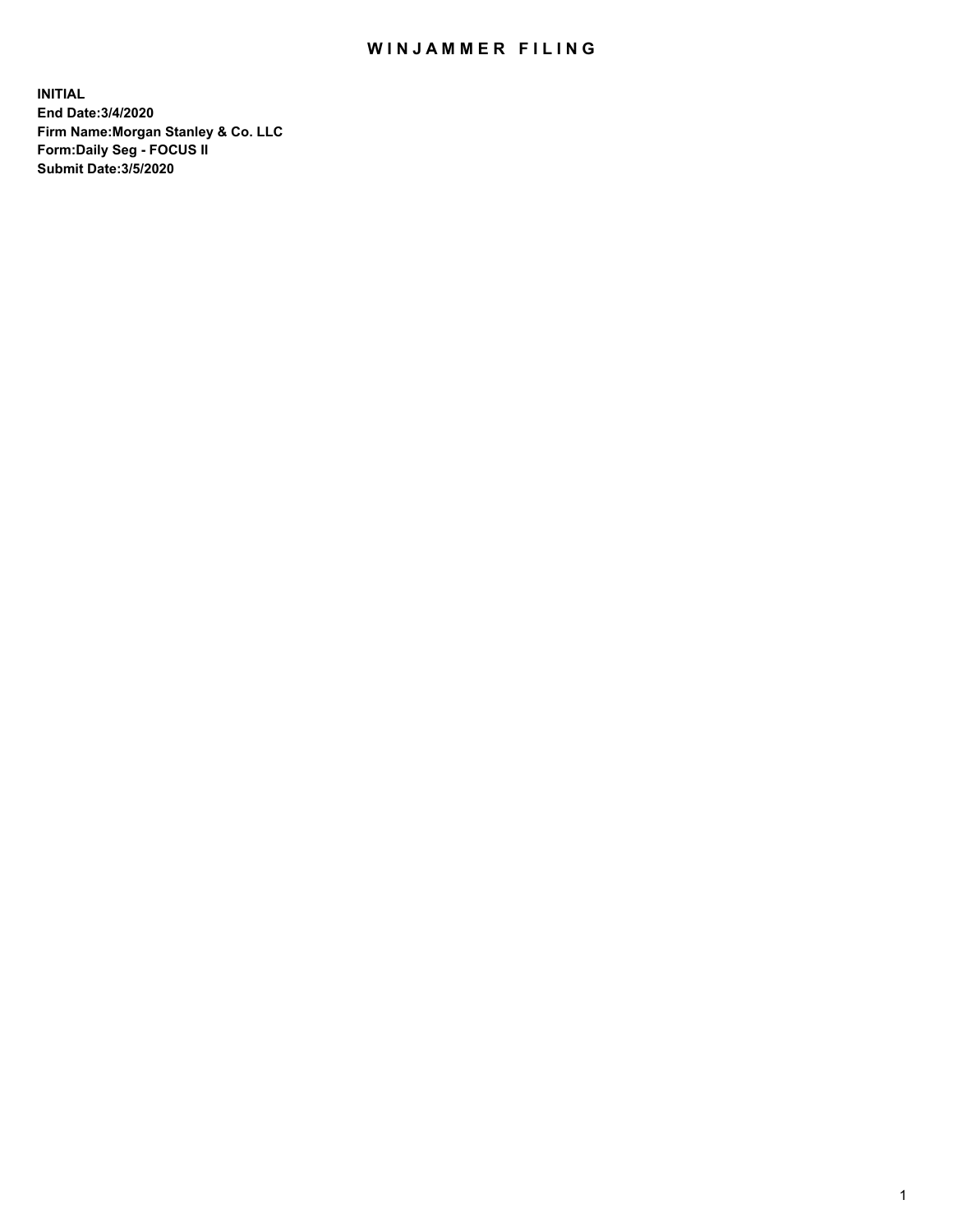# WINJAMMER FILING

**INITIAL**
**End Date:3/4/2020**
**Firm Name:Morgan Stanley & Co. LLC**
**Form:Daily Seg - FOCUS II**
**Submit Date:3/5/2020**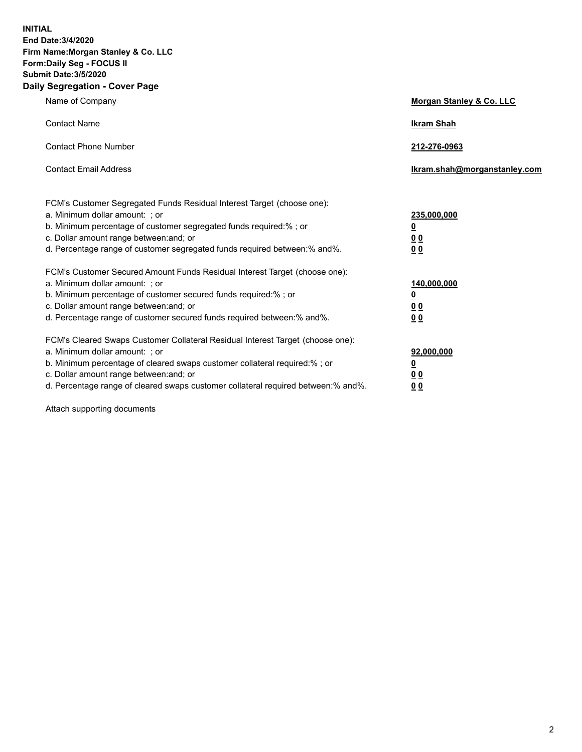**INITIAL**
**End Date:3/4/2020**
**Firm Name:Morgan Stanley & Co. LLC**
**Form:Daily Seg - FOCUS II**
**Submit Date:3/5/2020**
**Daily Segregation - Cover Page**

| | |
|---|---|
| Name of Company | **Morgan Stanley & Co. LLC** |
| Contact Name | **Ikram Shah** |
| Contact Phone Number | **212-276-0963** |
| Contact Email Address | **Ikram.shah@morganstanley.com** |

| | |
|---|---|
| FCM's Customer Segregated Funds Residual Interest Target (choose one): | |
| a. Minimum dollar amount: ; or | **235,000,000** |
| b. Minimum percentage of customer segregated funds required:% ; or | **0** |
| c. Dollar amount range between:and; or | **0 0** |
| d. Percentage range of customer segregated funds required between:% and%. | **0 0** |
| FCM's Customer Secured Amount Funds Residual Interest Target (choose one): | |
| a. Minimum dollar amount: ; or | **140,000,000** |
| b. Minimum percentage of customer secured funds required:% ; or | **0** |
| c. Dollar amount range between:and; or | **0 0** |
| d. Percentage range of customer secured funds required between:% and%. | **0 0** |
| FCM's Cleared Swaps Customer Collateral Residual Interest Target (choose one): | |
| a. Minimum dollar amount: ; or | **92,000,000** |
| b. Minimum percentage of cleared swaps customer collateral required:% ; or | **0** |
| c. Dollar amount range between:and; or | **0 0** |
| d. Percentage range of cleared swaps customer collateral required between:% and%. | **0 0** |

Attach supporting documents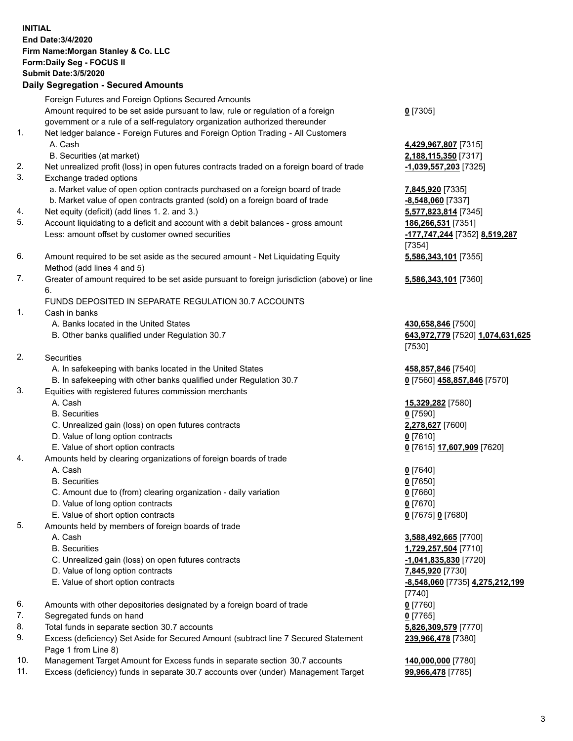**INITIAL**
**End Date:3/4/2020**
**Firm Name:Morgan Stanley & Co. LLC**
**Form:Daily Seg - FOCUS II**
**Submit Date:3/5/2020**

## Daily Segregation - Secured Amounts

| | | |
|---|---|---|
| | Foreign Futures and Foreign Options Secured Amounts | |
| | Amount required to be set aside pursuant to law, rule or regulation of a foreign government or a rule of a self-regulatory organization authorized thereunder | **0** [7305] |
| 1. | Net ledger balance - Foreign Futures and Foreign Option Trading - All Customers | |
| | A. Cash | **4,429,967,807** [7315] |
| | B. Securities (at market) | **2,188,115,350** [7317] |
| 2. | Net unrealized profit (loss) in open futures contracts traded on a foreign board of trade | **-1,039,557,203** [7325] |
| 3. | Exchange traded options | |
| | a. Market value of open option contracts purchased on a foreign board of trade | **7,845,920** [7335] |
| | b. Market value of open contracts granted (sold) on a foreign board of trade | **-8,548,060** [7337] |
| 4. | Net equity (deficit) (add lines 1. 2. and 3.) | **5,577,823,814** [7345] |
| 5. | Account liquidating to a deficit and account with a debit balances - gross amount | **186,266,531** [7351] |
| | Less: amount offset by customer owned securities | **-177,747,244** [7352] **8,519,287** [7354] |
| 6. | Amount required to be set aside as the secured amount - Net Liquidating Equity Method (add lines 4 and 5) | **5,586,343,101** [7355] |
| 7. | Greater of amount required to be set aside pursuant to foreign jurisdiction (above) or line 6. | **5,586,343,101** [7360] |
| | FUNDS DEPOSITED IN SEPARATE REGULATION 30.7 ACCOUNTS | |
| 1. | Cash in banks | |
| | A. Banks located in the United States | **430,658,846** [7500] |
| | B. Other banks qualified under Regulation 30.7 | **643,972,779** [7520] **1,074,631,625** [7530] |
| 2. | Securities | |
| | A. In safekeeping with banks located in the United States | **458,857,846** [7540] |
| | B. In safekeeping with other banks qualified under Regulation 30.7 | **0** [7560] **458,857,846** [7570] |
| 3. | Equities with registered futures commission merchants | |
| | A. Cash | **15,329,282** [7580] |
| | B. Securities | **0** [7590] |
| | C. Unrealized gain (loss) on open futures contracts | **2,278,627** [7600] |
| | D. Value of long option contracts | **0** [7610] |
| | E. Value of short option contracts | **0** [7615] **17,607,909** [7620] |
| 4. | Amounts held by clearing organizations of foreign boards of trade | |
| | A. Cash | **0** [7640] |
| | B. Securities | **0** [7650] |
| | C. Amount due to (from) clearing organization - daily variation | **0** [7660] |
| | D. Value of long option contracts | **0** [7670] |
| | E. Value of short option contracts | **0** [7675] **0** [7680] |
| 5. | Amounts held by members of foreign boards of trade | |
| | A. Cash | **3,588,492,665** [7700] |
| | B. Securities | **1,729,257,504** [7710] |
| | C. Unrealized gain (loss) on open futures contracts | **-1,041,835,830** [7720] |
| | D. Value of long option contracts | **7,845,920** [7730] |
| | E. Value of short option contracts | **-8,548,060** [7735] **4,275,212,199** [7740] |
| 6. | Amounts with other depositories designated by a foreign board of trade | **0** [7760] |
| 7. | Segregated funds on hand | **0** [7765] |
| 8. | Total funds in separate section 30.7 accounts | **5,826,309,579** [7770] |
| 9. | Excess (deficiency) Set Aside for Secured Amount (subtract line 7 Secured Statement Page 1 from Line 8) | **239,966,478** [7380] |
| 10. | Management Target Amount for Excess funds in separate section 30.7 accounts | **140,000,000** [7780] |
| 11. | Excess (deficiency) funds in separate 30.7 accounts over (under) Management Target | **99,966,478** [7785] |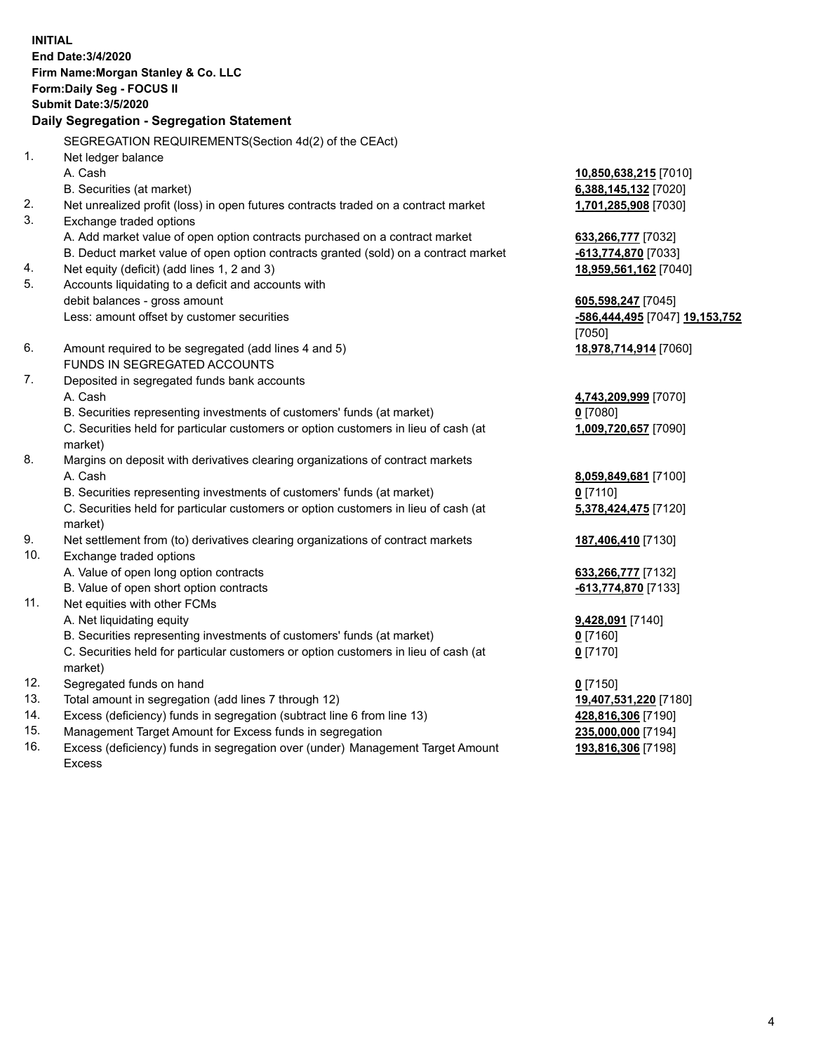**INITIAL**
**End Date:3/4/2020**
**Firm Name:Morgan Stanley & Co. LLC**
**Form:Daily Seg - FOCUS II**
**Submit Date:3/5/2020**

### Daily Segregation - Segregation Statement

| | | |
|---|---|---|
| | SEGREGATION REQUIREMENTS(Section 4d(2) of the CEAct) | |
| 1. | Net ledger balance | |
| | A. Cash | **10,850,638,215** [7010] |
| | B. Securities (at market) | **6,388,145,132** [7020] |
| 2. | Net unrealized profit (loss) in open futures contracts traded on a contract market | **1,701,285,908** [7030] |
| 3. | Exchange traded options | |
| | A. Add market value of open option contracts purchased on a contract market | **633,266,777** [7032] |
| | B. Deduct market value of open option contracts granted (sold) on a contract market | **-613,774,870** [7033] |
| 4. | Net equity (deficit) (add lines 1, 2 and 3) | **18,959,561,162** [7040] |
| 5. | Accounts liquidating to a deficit and accounts with debit balances - gross amount | **605,598,247** [7045] |
| | Less: amount offset by customer securities | **-586,444,495** [7047] **19,153,752** [7050] |
| 6. | Amount required to be segregated (add lines 4 and 5) | **18,978,714,914** [7060] |
| | FUNDS IN SEGREGATED ACCOUNTS | |
| 7. | Deposited in segregated funds bank accounts | |
| | A. Cash | **4,743,209,999** [7070] |
| | B. Securities representing investments of customers' funds (at market) | **0** [7080] |
| | C. Securities held for particular customers or option customers in lieu of cash (at market) | **1,009,720,657** [7090] |
| 8. | Margins on deposit with derivatives clearing organizations of contract markets | |
| | A. Cash | **8,059,849,681** [7100] |
| | B. Securities representing investments of customers' funds (at market) | **0** [7110] |
| | C. Securities held for particular customers or option customers in lieu of cash (at market) | **5,378,424,475** [7120] |
| 9. | Net settlement from (to) derivatives clearing organizations of contract markets | **187,406,410** [7130] |
| 10. | Exchange traded options | |
| | A. Value of open long option contracts | **633,266,777** [7132] |
| | B. Value of open short option contracts | **-613,774,870** [7133] |
| 11. | Net equities with other FCMs | |
| | A. Net liquidating equity | **9,428,091** [7140] |
| | B. Securities representing investments of customers' funds (at market) | **0** [7160] |
| | C. Securities held for particular customers or option customers in lieu of cash (at market) | **0** [7170] |
| 12. | Segregated funds on hand | **0** [7150] |
| 13. | Total amount in segregation (add lines 7 through 12) | **19,407,531,220** [7180] |
| 14. | Excess (deficiency) funds in segregation (subtract line 6 from line 13) | **428,816,306** [7190] |
| 15. | Management Target Amount for Excess funds in segregation | **235,000,000** [7194] |
| 16. | Excess (deficiency) funds in segregation over (under) Management Target Amount Excess | **193,816,306** [7198] |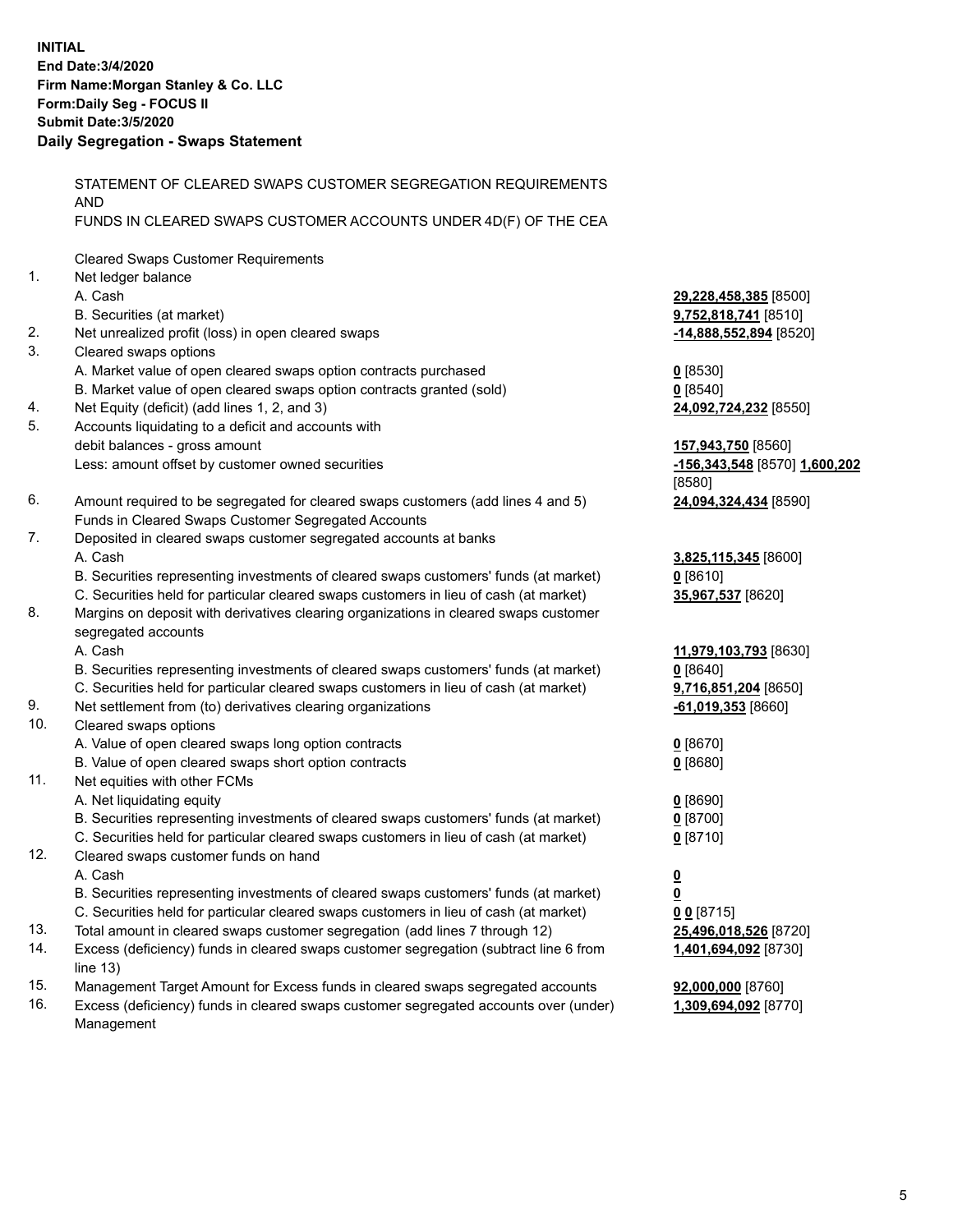**INITIAL**
**End Date:3/4/2020**
**Firm Name:Morgan Stanley & Co. LLC**
**Form:Daily Seg - FOCUS II**
**Submit Date:3/5/2020**
**Daily Segregation - Swaps Statement**

STATEMENT OF CLEARED SWAPS CUSTOMER SEGREGATION REQUIREMENTS AND
FUNDS IN CLEARED SWAPS CUSTOMER ACCOUNTS UNDER 4D(F) OF THE CEA

| | | |
|---|---|---|
| | Cleared Swaps Customer Requirements | |
| 1. | Net ledger balance | |
| | A. Cash | **29,228,458,385** [8500] |
| | B. Securities (at market) | **9,752,818,741** [8510] |
| 2. | Net unrealized profit (loss) in open cleared swaps | **-14,888,552,894** [8520] |
| 3. | Cleared swaps options | |
| | A. Market value of open cleared swaps option contracts purchased | **0** [8530] |
| | B. Market value of open cleared swaps option contracts granted (sold) | **0** [8540] |
| 4. | Net Equity (deficit) (add lines 1, 2, and 3) | **24,092,724,232** [8550] |
| 5. | Accounts liquidating to a deficit and accounts with debit balances - gross amount | **157,943,750** [8560] |
| | Less: amount offset by customer owned securities | **-156,343,548** [8570] **1,600,202** [8580] |
| 6. | Amount required to be segregated for cleared swaps customers (add lines 4 and 5) | **24,094,324,434** [8590] |
| | Funds in Cleared Swaps Customer Segregated Accounts | |
| 7. | Deposited in cleared swaps customer segregated accounts at banks | |
| | A. Cash | **3,825,115,345** [8600] |
| | B. Securities representing investments of cleared swaps customers' funds (at market) | **0** [8610] |
| | C. Securities held for particular cleared swaps customers in lieu of cash (at market) | **35,967,537** [8620] |
| 8. | Margins on deposit with derivatives clearing organizations in cleared swaps customer segregated accounts | |
| | A. Cash | **11,979,103,793** [8630] |
| | B. Securities representing investments of cleared swaps customers' funds (at market) | **0** [8640] |
| | C. Securities held for particular cleared swaps customers in lieu of cash (at market) | **9,716,851,204** [8650] |
| 9. | Net settlement from (to) derivatives clearing organizations | **-61,019,353** [8660] |
| 10. | Cleared swaps options | |
| | A. Value of open cleared swaps long option contracts | **0** [8670] |
| | B. Value of open cleared swaps short option contracts | **0** [8680] |
| 11. | Net equities with other FCMs | |
| | A. Net liquidating equity | **0** [8690] |
| | B. Securities representing investments of cleared swaps customers' funds (at market) | **0** [8700] |
| | C. Securities held for particular cleared swaps customers in lieu of cash (at market) | **0** [8710] |
| 12. | Cleared swaps customer funds on hand | |
| | A. Cash | **0** |
| | B. Securities representing investments of cleared swaps customers' funds (at market) | **0** |
| | C. Securities held for particular cleared swaps customers in lieu of cash (at market) | **0** **0** [8715] |
| 13. | Total amount in cleared swaps customer segregation (add lines 7 through 12) | **25,496,018,526** [8720] |
| 14. | Excess (deficiency) funds in cleared swaps customer segregation (subtract line 6 from line 13) | **1,401,694,092** [8730] |
| 15. | Management Target Amount for Excess funds in cleared swaps segregated accounts | **92,000,000** [8760] |
| 16. | Excess (deficiency) funds in cleared swaps customer segregated accounts over (under) Management | **1,309,694,092** [8770] |